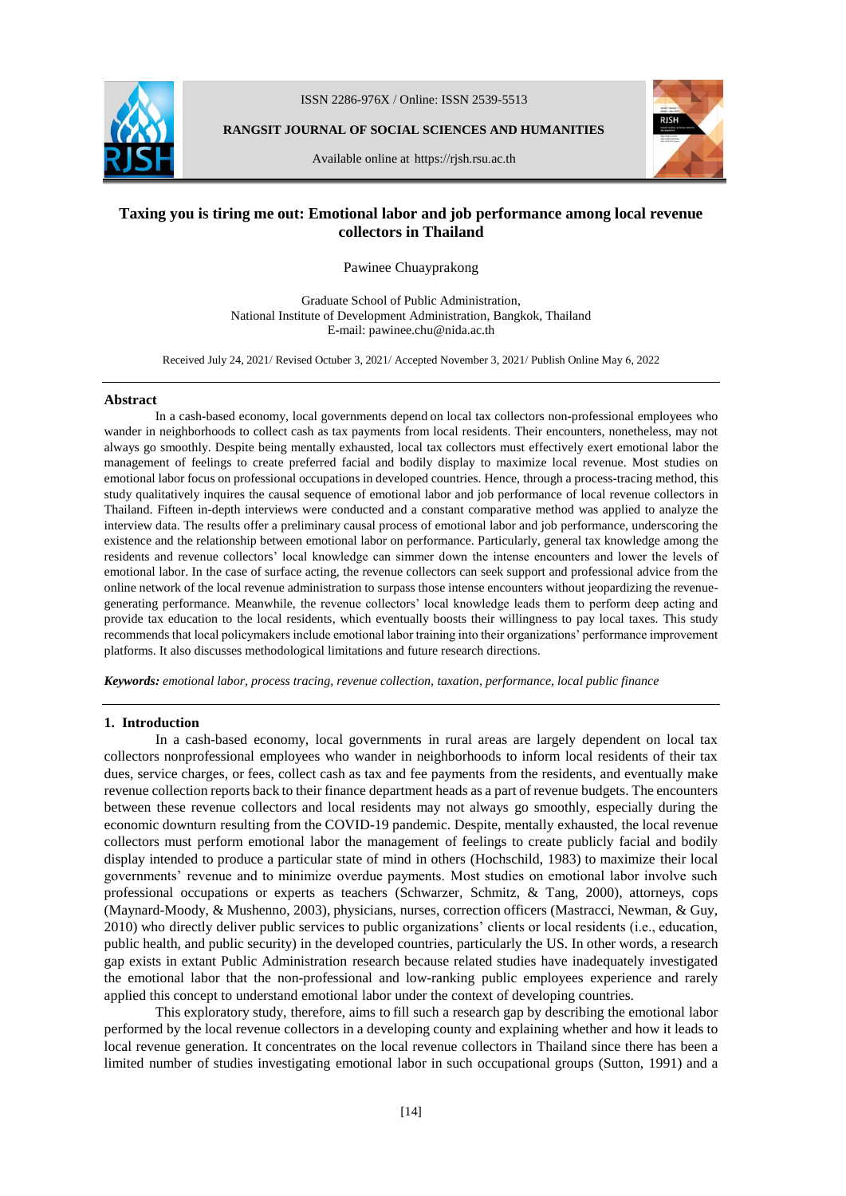ISSN 2286-976X / Online: ISSN 2539-5513

**RANGSIT JOURNAL OF SOCIAL SCIENCES AND HUMANITIES**

Available online at https://rjsh.rsu.ac.th

# Taxing you is tiring me out: Emotional labor and job performance among local revenue collectors in Thailand

Pawinee Chuayprakong

Graduate School of Public Administration,
National Institute of Development Administration, Bangkok, Thailand
E-mail: pawinee.chu@nida.ac.th

Received July 24, 2021/ Revised Octuber 3, 2021/ Accepted November 3, 2021/ Publish Online May 6, 2022

## Abstract

In a cash-based economy, local governments depend on local tax collectors non-professional employees who wander in neighborhoods to collect cash as tax payments from local residents. Their encounters, nonetheless, may not always go smoothly. Despite being mentally exhausted, local tax collectors must effectively exert emotional labor the management of feelings to create preferred facial and bodily display to maximize local revenue. Most studies on emotional labor focus on professional occupations in developed countries. Hence, through a process-tracing method, this study qualitatively inquires the causal sequence of emotional labor and job performance of local revenue collectors in Thailand. Fifteen in-depth interviews were conducted and a constant comparative method was applied to analyze the interview data. The results offer a preliminary causal process of emotional labor and job performance, underscoring the existence and the relationship between emotional labor on performance. Particularly, general tax knowledge among the residents and revenue collectors' local knowledge can simmer down the intense encounters and lower the levels of emotional labor. In the case of surface acting, the revenue collectors can seek support and professional advice from the online network of the local revenue administration to surpass those intense encounters without jeopardizing the revenue-generating performance. Meanwhile, the revenue collectors' local knowledge leads them to perform deep acting and provide tax education to the local residents, which eventually boosts their willingness to pay local taxes. This study recommends that local policymakers include emotional labor training into their organizations' performance improvement platforms. It also discusses methodological limitations and future research directions.

***Keywords:*** *emotional labor, process tracing, revenue collection, taxation, performance, local public finance*

## 1. Introduction

In a cash-based economy, local governments in rural areas are largely dependent on local tax collectors nonprofessional employees who wander in neighborhoods to inform local residents of their tax dues, service charges, or fees, collect cash as tax and fee payments from the residents, and eventually make revenue collection reports back to their finance department heads as a part of revenue budgets. The encounters between these revenue collectors and local residents may not always go smoothly, especially during the economic downturn resulting from the COVID-19 pandemic. Despite, mentally exhausted, the local revenue collectors must perform emotional labor the management of feelings to create publicly facial and bodily display intended to produce a particular state of mind in others (Hochschild, 1983) to maximize their local governments' revenue and to minimize overdue payments. Most studies on emotional labor involve such professional occupations or experts as teachers (Schwarzer, Schmitz, & Tang, 2000), attorneys, cops (Maynard-Moody, & Mushenno, 2003), physicians, nurses, correction officers (Mastracci, Newman, & Guy, 2010) who directly deliver public services to public organizations' clients or local residents (i.e., education, public health, and public security) in the developed countries, particularly the US. In other words, a research gap exists in extant Public Administration research because related studies have inadequately investigated the emotional labor that the non-professional and low-ranking public employees experience and rarely applied this concept to understand emotional labor under the context of developing countries.

This exploratory study, therefore, aims to fill such a research gap by describing the emotional labor performed by the local revenue collectors in a developing county and explaining whether and how it leads to local revenue generation. It concentrates on the local revenue collectors in Thailand since there has been a limited number of studies investigating emotional labor in such occupational groups (Sutton, 1991) and a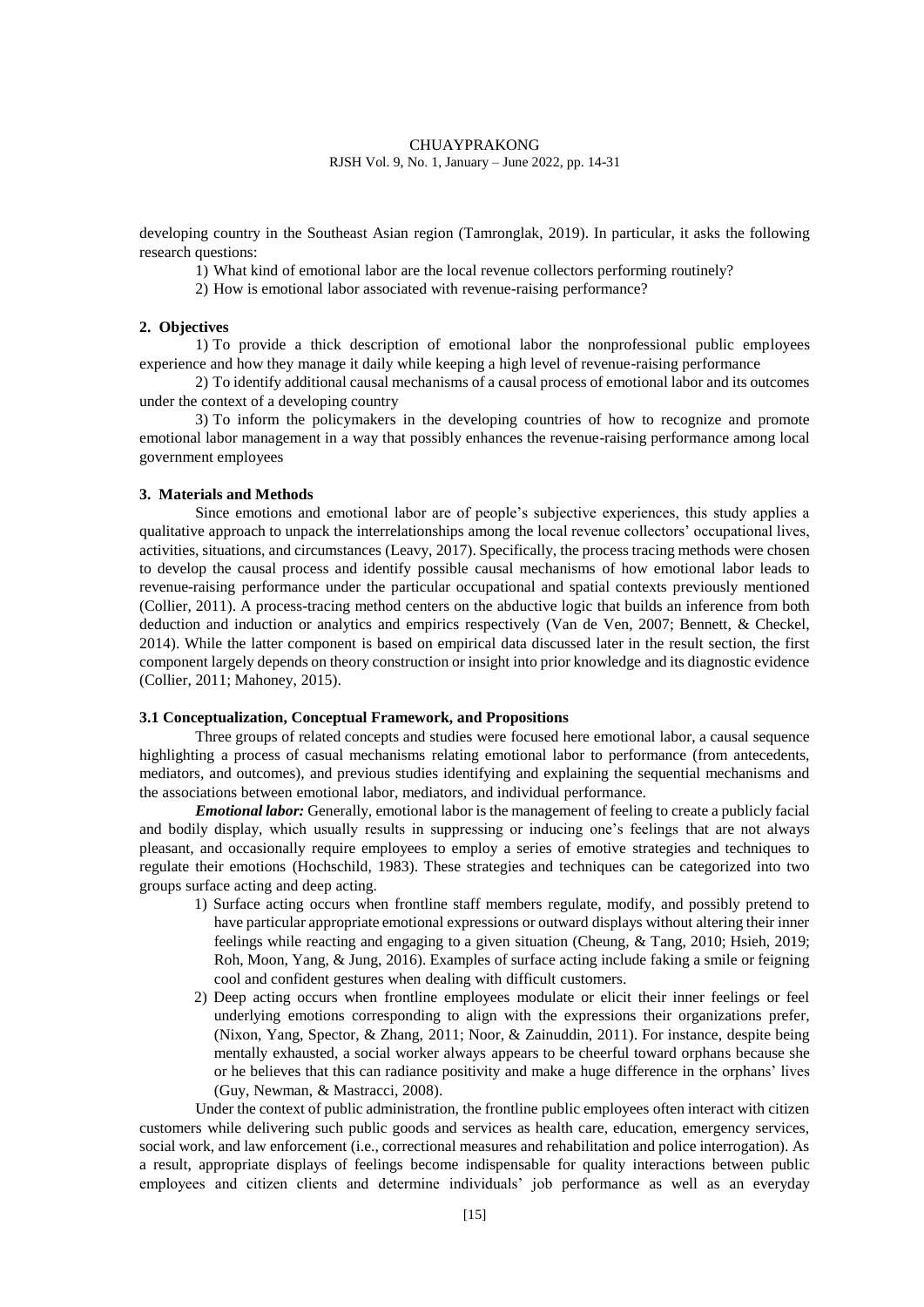developing country in the Southeast Asian region (Tamronglak, 2019). In particular, it asks the following research questions:

1) What kind of emotional labor are the local revenue collectors performing routinely?
2) How is emotional labor associated with revenue-raising performance?

## 2. Objectives

1) To provide a thick description of emotional labor the nonprofessional public employees experience and how they manage it daily while keeping a high level of revenue-raising performance

2) To identify additional causal mechanisms of a causal process of emotional labor and its outcomes under the context of a developing country

3) To inform the policymakers in the developing countries of how to recognize and promote emotional labor management in a way that possibly enhances the revenue-raising performance among local government employees

## 3. Materials and Methods

Since emotions and emotional labor are of people's subjective experiences, this study applies a qualitative approach to unpack the interrelationships among the local revenue collectors' occupational lives, activities, situations, and circumstances (Leavy, 2017). Specifically, the process tracing methods were chosen to develop the causal process and identify possible causal mechanisms of how emotional labor leads to revenue-raising performance under the particular occupational and spatial contexts previously mentioned (Collier, 2011). A process-tracing method centers on the abductive logic that builds an inference from both deduction and induction or analytics and empirics respectively (Van de Ven, 2007; Bennett, & Checkel, 2014). While the latter component is based on empirical data discussed later in the result section, the first component largely depends on theory construction or insight into prior knowledge and its diagnostic evidence (Collier, 2011; Mahoney, 2015).

### 3.1 Conceptualization, Conceptual Framework, and Propositions

Three groups of related concepts and studies were focused here emotional labor, a causal sequence highlighting a process of casual mechanisms relating emotional labor to performance (from antecedents, mediators, and outcomes), and previous studies identifying and explaining the sequential mechanisms and the associations between emotional labor, mediators, and individual performance.

***Emotional labor:*** Generally, emotional labor is the management of feeling to create a publicly facial and bodily display, which usually results in suppressing or inducing one's feelings that are not always pleasant, and occasionally require employees to employ a series of emotive strategies and techniques to regulate their emotions (Hochschild, 1983). These strategies and techniques can be categorized into two groups surface acting and deep acting.

1) Surface acting occurs when frontline staff members regulate, modify, and possibly pretend to have particular appropriate emotional expressions or outward displays without altering their inner feelings while reacting and engaging to a given situation (Cheung, & Tang, 2010; Hsieh, 2019; Roh, Moon, Yang, & Jung, 2016). Examples of surface acting include faking a smile or feigning cool and confident gestures when dealing with difficult customers.
2) Deep acting occurs when frontline employees modulate or elicit their inner feelings or feel underlying emotions corresponding to align with the expressions their organizations prefer, (Nixon, Yang, Spector, & Zhang, 2011; Noor, & Zainuddin, 2011). For instance, despite being mentally exhausted, a social worker always appears to be cheerful toward orphans because she or he believes that this can radiance positivity and make a huge difference in the orphans' lives (Guy, Newman, & Mastracci, 2008).

Under the context of public administration, the frontline public employees often interact with citizen customers while delivering such public goods and services as health care, education, emergency services, social work, and law enforcement (i.e., correctional measures and rehabilitation and police interrogation). As a result, appropriate displays of feelings become indispensable for quality interactions between public employees and citizen clients and determine individuals' job performance as well as an everyday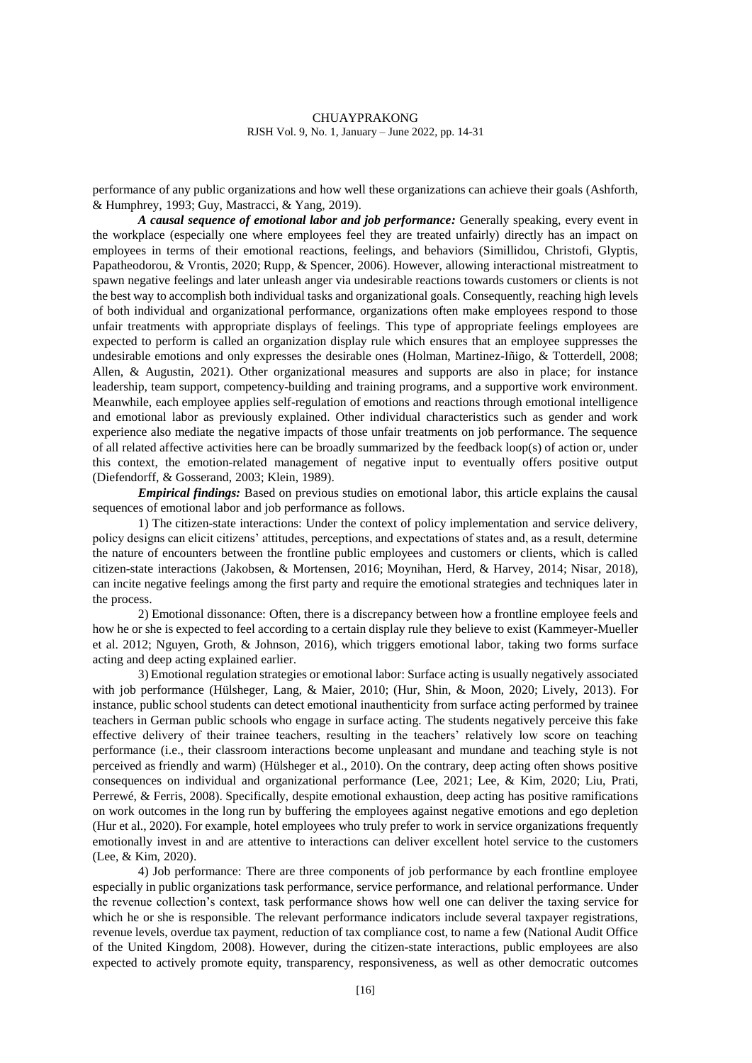performance of any public organizations and how well these organizations can achieve their goals (Ashforth, & Humphrey, 1993; Guy, Mastracci, & Yang, 2019).

***A causal sequence of emotional labor and job performance:*** Generally speaking, every event in the workplace (especially one where employees feel they are treated unfairly) directly has an impact on employees in terms of their emotional reactions, feelings, and behaviors (Simillidou, Christofi, Glyptis, Papatheodorou, & Vrontis, 2020; Rupp, & Spencer, 2006). However, allowing interactional mistreatment to spawn negative feelings and later unleash anger via undesirable reactions towards customers or clients is not the best way to accomplish both individual tasks and organizational goals. Consequently, reaching high levels of both individual and organizational performance, organizations often make employees respond to those unfair treatments with appropriate displays of feelings. This type of appropriate feelings employees are expected to perform is called an organization display rule which ensures that an employee suppresses the undesirable emotions and only expresses the desirable ones (Holman, Martinez-Iñigo, & Totterdell, 2008; Allen, & Augustin, 2021). Other organizational measures and supports are also in place; for instance leadership, team support, competency-building and training programs, and a supportive work environment. Meanwhile, each employee applies self-regulation of emotions and reactions through emotional intelligence and emotional labor as previously explained. Other individual characteristics such as gender and work experience also mediate the negative impacts of those unfair treatments on job performance. The sequence of all related affective activities here can be broadly summarized by the feedback loop(s) of action or, under this context, the emotion-related management of negative input to eventually offers positive output (Diefendorff, & Gosserand, 2003; Klein, 1989).

***Empirical findings:*** Based on previous studies on emotional labor, this article explains the causal sequences of emotional labor and job performance as follows.

1) The citizen-state interactions: Under the context of policy implementation and service delivery, policy designs can elicit citizens' attitudes, perceptions, and expectations of states and, as a result, determine the nature of encounters between the frontline public employees and customers or clients, which is called citizen-state interactions (Jakobsen, & Mortensen, 2016; Moynihan, Herd, & Harvey, 2014; Nisar, 2018), can incite negative feelings among the first party and require the emotional strategies and techniques later in the process.

2) Emotional dissonance: Often, there is a discrepancy between how a frontline employee feels and how he or she is expected to feel according to a certain display rule they believe to exist (Kammeyer-Mueller et al. 2012; Nguyen, Groth, & Johnson, 2016), which triggers emotional labor, taking two forms surface acting and deep acting explained earlier.

3) Emotional regulation strategies or emotional labor: Surface acting is usually negatively associated with job performance (Hülsheger, Lang, & Maier, 2010; (Hur, Shin, & Moon, 2020; Lively, 2013). For instance, public school students can detect emotional inauthenticity from surface acting performed by trainee teachers in German public schools who engage in surface acting. The students negatively perceive this fake effective delivery of their trainee teachers, resulting in the teachers' relatively low score on teaching performance (i.e., their classroom interactions become unpleasant and mundane and teaching style is not perceived as friendly and warm) (Hülsheger et al., 2010). On the contrary, deep acting often shows positive consequences on individual and organizational performance (Lee, 2021; Lee, & Kim, 2020; Liu, Prati, Perrewé, & Ferris, 2008). Specifically, despite emotional exhaustion, deep acting has positive ramifications on work outcomes in the long run by buffering the employees against negative emotions and ego depletion (Hur et al., 2020). For example, hotel employees who truly prefer to work in service organizations frequently emotionally invest in and are attentive to interactions can deliver excellent hotel service to the customers (Lee, & Kim, 2020).

4) Job performance: There are three components of job performance by each frontline employee especially in public organizations task performance, service performance, and relational performance. Under the revenue collection's context, task performance shows how well one can deliver the taxing service for which he or she is responsible. The relevant performance indicators include several taxpayer registrations, revenue levels, overdue tax payment, reduction of tax compliance cost, to name a few (National Audit Office of the United Kingdom, 2008). However, during the citizen-state interactions, public employees are also expected to actively promote equity, transparency, responsiveness, as well as other democratic outcomes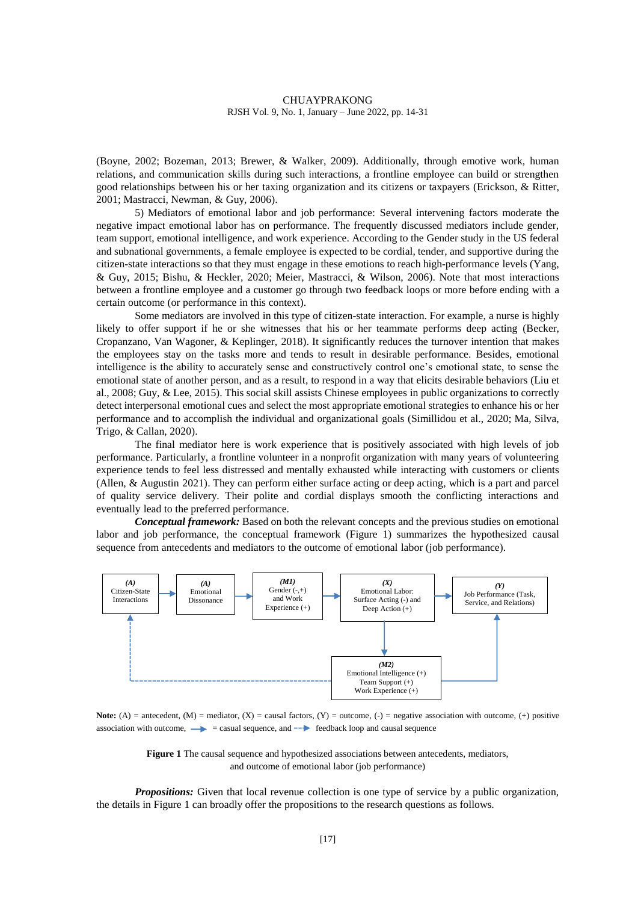(Boyne, 2002; Bozeman, 2013; Brewer, & Walker, 2009). Additionally, through emotive work, human relations, and communication skills during such interactions, a frontline employee can build or strengthen good relationships between his or her taxing organization and its citizens or taxpayers (Erickson, & Ritter, 2001; Mastracci, Newman, & Guy, 2006).

5) Mediators of emotional labor and job performance: Several intervening factors moderate the negative impact emotional labor has on performance. The frequently discussed mediators include gender, team support, emotional intelligence, and work experience. According to the Gender study in the US federal and subnational governments, a female employee is expected to be cordial, tender, and supportive during the citizen-state interactions so that they must engage in these emotions to reach high-performance levels (Yang, & Guy, 2015; Bishu, & Heckler, 2020; Meier, Mastracci, & Wilson, 2006). Note that most interactions between a frontline employee and a customer go through two feedback loops or more before ending with a certain outcome (or performance in this context).

Some mediators are involved in this type of citizen-state interaction. For example, a nurse is highly likely to offer support if he or she witnesses that his or her teammate performs deep acting (Becker, Cropanzano, Van Wagoner, & Keplinger, 2018). It significantly reduces the turnover intention that makes the employees stay on the tasks more and tends to result in desirable performance. Besides, emotional intelligence is the ability to accurately sense and constructively control one's emotional state, to sense the emotional state of another person, and as a result, to respond in a way that elicits desirable behaviors (Liu et al., 2008; Guy, & Lee, 2015). This social skill assists Chinese employees in public organizations to correctly detect interpersonal emotional cues and select the most appropriate emotional strategies to enhance his or her performance and to accomplish the individual and organizational goals (Simillidou et al., 2020; Ma, Silva, Trigo, & Callan, 2020).

The final mediator here is work experience that is positively associated with high levels of job performance. Particularly, a frontline volunteer in a nonprofit organization with many years of volunteering experience tends to feel less distressed and mentally exhausted while interacting with customers or clients (Allen, & Augustin 2021). They can perform either surface acting or deep acting, which is a part and parcel of quality service delivery. Their polite and cordial displays smooth the conflicting interactions and eventually lead to the preferred performance.

***Conceptual framework:*** Based on both the relevant concepts and the previous studies on emotional labor and job performance, the conceptual framework (Figure 1) summarizes the hypothesized causal sequence from antecedents and mediators to the outcome of emotional labor (job performance).

(A) Citizen-State Interactions → (A) Emotional Dissonance → (M1) Gender (-,+) and Work Experience (+) → (X) Emotional Labor: Surface Acting (-) and Deep Action (+) → (Y) Job Performance (Task, Service, and Relations)

(X) Emotional Labor → (M2) Emotional Intelligence (+), Team Support (+), Work Experience (+) → (Y) Job Performance; (M2) - - → (A) Citizen-State Interactions

**Note:** (A) = antecedent, (M) = mediator, (X) = causal factors, (Y) = outcome, (-) = negative association with outcome, (+) positive association with outcome, → = casual sequence, and - - → feedback loop and causal sequence

**Figure 1** The causal sequence and hypothesized associations between antecedents, mediators, and outcome of emotional labor (job performance)

***Propositions:*** Given that local revenue collection is one type of service by a public organization, the details in Figure 1 can broadly offer the propositions to the research questions as follows.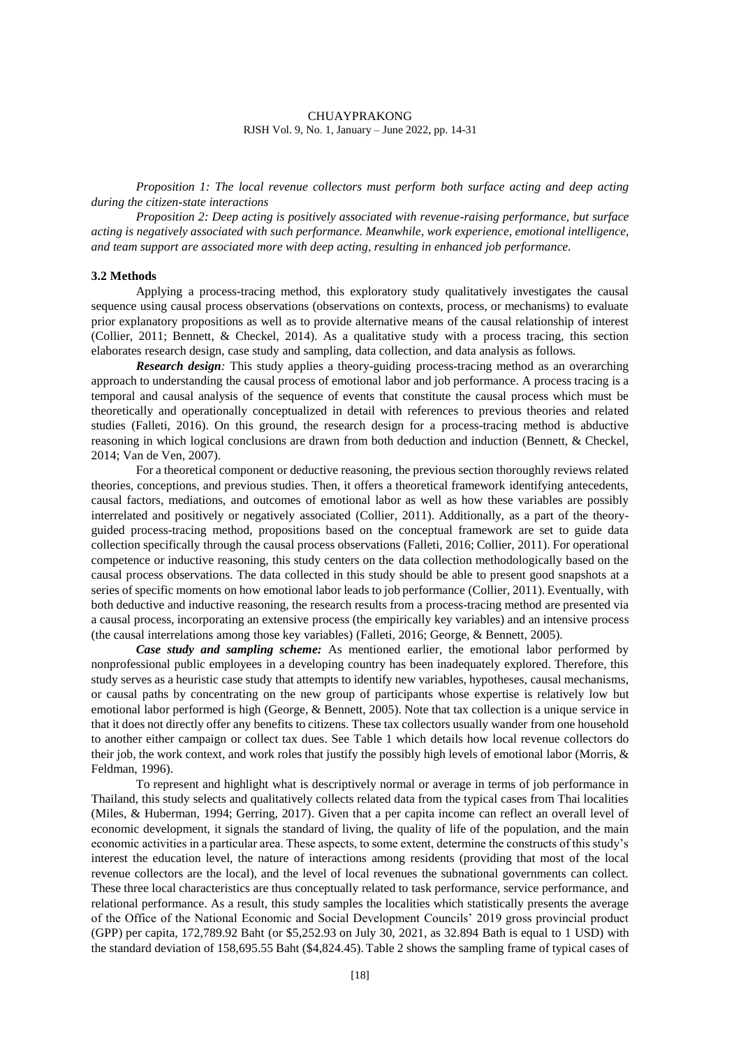*Proposition 1: The local revenue collectors must perform both surface acting and deep acting during the citizen-state interactions*

*Proposition 2: Deep acting is positively associated with revenue-raising performance, but surface acting is negatively associated with such performance. Meanwhile, work experience, emotional intelligence, and team support are associated more with deep acting, resulting in enhanced job performance.*

### 3.2 Methods

Applying a process-tracing method, this exploratory study qualitatively investigates the causal sequence using causal process observations (observations on contexts, process, or mechanisms) to evaluate prior explanatory propositions as well as to provide alternative means of the causal relationship of interest (Collier, 2011; Bennett, & Checkel, 2014). As a qualitative study with a process tracing, this section elaborates research design, case study and sampling, data collection, and data analysis as follows.

***Research design:*** This study applies a theory-guiding process-tracing method as an overarching approach to understanding the causal process of emotional labor and job performance. A process tracing is a temporal and causal analysis of the sequence of events that constitute the causal process which must be theoretically and operationally conceptualized in detail with references to previous theories and related studies (Falleti, 2016). On this ground, the research design for a process-tracing method is abductive reasoning in which logical conclusions are drawn from both deduction and induction (Bennett, & Checkel, 2014; Van de Ven, 2007).

For a theoretical component or deductive reasoning, the previous section thoroughly reviews related theories, conceptions, and previous studies. Then, it offers a theoretical framework identifying antecedents, causal factors, mediations, and outcomes of emotional labor as well as how these variables are possibly interrelated and positively or negatively associated (Collier, 2011). Additionally, as a part of the theory-guided process-tracing method, propositions based on the conceptual framework are set to guide data collection specifically through the causal process observations (Falleti, 2016; Collier, 2011). For operational competence or inductive reasoning, this study centers on the data collection methodologically based on the causal process observations. The data collected in this study should be able to present good snapshots at a series of specific moments on how emotional labor leads to job performance (Collier, 2011). Eventually, with both deductive and inductive reasoning, the research results from a process-tracing method are presented via a causal process, incorporating an extensive process (the empirically key variables) and an intensive process (the causal interrelations among those key variables) (Falleti, 2016; George, & Bennett, 2005).

***Case study and sampling scheme:*** As mentioned earlier, the emotional labor performed by nonprofessional public employees in a developing country has been inadequately explored. Therefore, this study serves as a heuristic case study that attempts to identify new variables, hypotheses, causal mechanisms, or causal paths by concentrating on the new group of participants whose expertise is relatively low but emotional labor performed is high (George, & Bennett, 2005). Note that tax collection is a unique service in that it does not directly offer any benefits to citizens. These tax collectors usually wander from one household to another either campaign or collect tax dues. See Table 1 which details how local revenue collectors do their job, the work context, and work roles that justify the possibly high levels of emotional labor (Morris, & Feldman, 1996).

To represent and highlight what is descriptively normal or average in terms of job performance in Thailand, this study selects and qualitatively collects related data from the typical cases from Thai localities (Miles, & Huberman, 1994; Gerring, 2017). Given that a per capita income can reflect an overall level of economic development, it signals the standard of living, the quality of life of the population, and the main economic activities in a particular area. These aspects, to some extent, determine the constructs of this study's interest the education level, the nature of interactions among residents (providing that most of the local revenue collectors are the local), and the level of local revenues the subnational governments can collect. These three local characteristics are thus conceptually related to task performance, service performance, and relational performance. As a result, this study samples the localities which statistically presents the average of the Office of the National Economic and Social Development Councils' 2019 gross provincial product (GPP) per capita, 172,789.92 Baht (or \$5,252.93 on July 30, 2021, as 32.894 Bath is equal to 1 USD) with the standard deviation of 158,695.55 Baht (\$4,824.45). Table 2 shows the sampling frame of typical cases of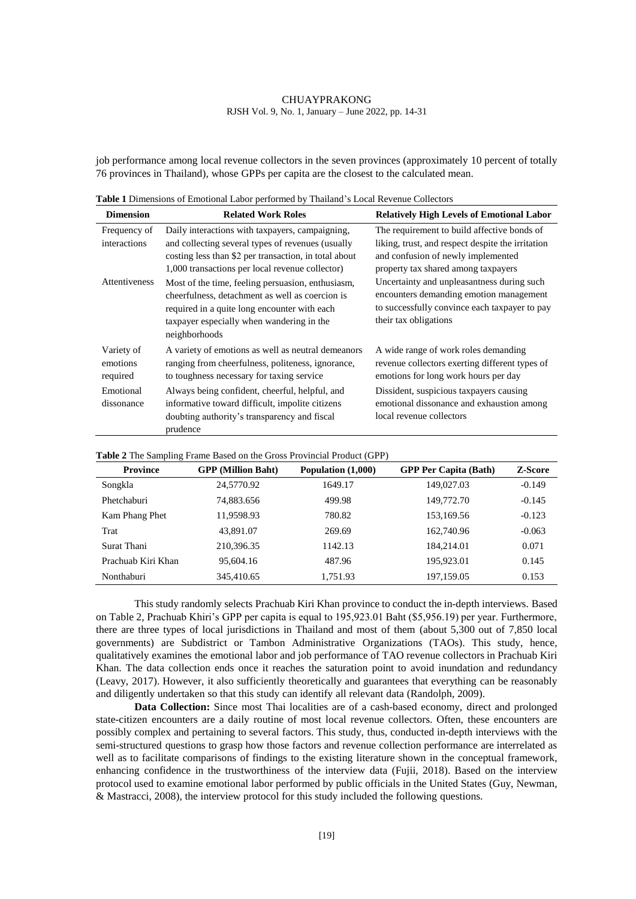job performance among local revenue collectors in the seven provinces (approximately 10 percent of totally 76 provinces in Thailand), whose GPPs per capita are the closest to the calculated mean.

**Table 1** Dimensions of Emotional Labor performed by Thailand's Local Revenue Collectors

| Dimension | Related Work Roles | Relatively High Levels of Emotional Labor |
|---|---|---|
| Frequency of interactions | Daily interactions with taxpayers, campaigning, and collecting several types of revenues (usually costing less than $2 per transaction, in total about 1,000 transactions per local revenue collector) | The requirement to build affective bonds of liking, trust, and respect despite the irritation and confusion of newly implemented property tax shared among taxpayers |
| Attentiveness | Most of the time, feeling persuasion, enthusiasm, cheerfulness, detachment as well as coercion is required in a quite long encounter with each taxpayer especially when wandering in the neighborhoods | Uncertainty and unpleasantness during such encounters demanding emotion management to successfully convince each taxpayer to pay their tax obligations |
| Variety of emotions required | A variety of emotions as well as neutral demeanors ranging from cheerfulness, politeness, ignorance, to toughness necessary for taxing service | A wide range of work roles demanding revenue collectors exerting different types of emotions for long work hours per day |
| Emotional dissonance | Always being confident, cheerful, helpful, and informative toward difficult, impolite citizens doubting authority's transparency and fiscal prudence | Dissident, suspicious taxpayers causing emotional dissonance and exhaustion among local revenue collectors |

**Table 2** The Sampling Frame Based on the Gross Provincial Product (GPP)

| Province | GPP (Million Baht) | Population (1,000) | GPP Per Capita (Bath) | Z-Score |
|---|---|---|---|---|
| Songkla | 24,5770.92 | 1649.17 | 149,027.03 | -0.149 |
| Phetchaburi | 74,883.656 | 499.98 | 149,772.70 | -0.145 |
| Kam Phang Phet | 11,9598.93 | 780.82 | 153,169.56 | -0.123 |
| Trat | 43,891.07 | 269.69 | 162,740.96 | -0.063 |
| Surat Thani | 210,396.35 | 1142.13 | 184,214.01 | 0.071 |
| Prachuab Kiri Khan | 95,604.16 | 487.96 | 195,923.01 | 0.145 |
| Nonthaburi | 345,410.65 | 1,751.93 | 197,159.05 | 0.153 |

This study randomly selects Prachuab Kiri Khan province to conduct the in-depth interviews. Based on Table 2, Prachuab Khiri's GPP per capita is equal to 195,923.01 Baht ($5,956.19) per year. Furthermore, there are three types of local jurisdictions in Thailand and most of them (about 5,300 out of 7,850 local governments) are Subdistrict or Tambon Administrative Organizations (TAOs). This study, hence, qualitatively examines the emotional labor and job performance of TAO revenue collectors in Prachuab Kiri Khan. The data collection ends once it reaches the saturation point to avoid inundation and redundancy (Leavy, 2017). However, it also sufficiently theoretically and guarantees that everything can be reasonably and diligently undertaken so that this study can identify all relevant data (Randolph, 2009).

**Data Collection:** Since most Thai localities are of a cash-based economy, direct and prolonged state-citizen encounters are a daily routine of most local revenue collectors. Often, these encounters are possibly complex and pertaining to several factors. This study, thus, conducted in-depth interviews with the semi-structured questions to grasp how those factors and revenue collection performance are interrelated as well as to facilitate comparisons of findings to the existing literature shown in the conceptual framework, enhancing confidence in the trustworthiness of the interview data (Fujii, 2018). Based on the interview protocol used to examine emotional labor performed by public officials in the United States (Guy, Newman, & Mastracci, 2008), the interview protocol for this study included the following questions.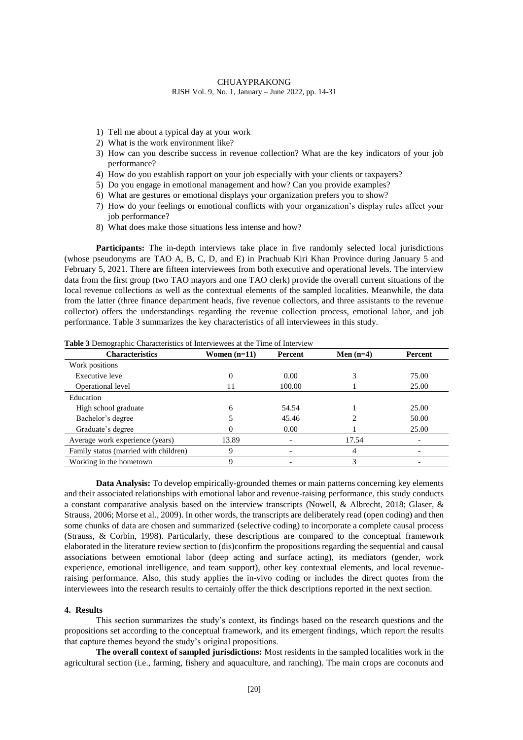1) Tell me about a typical day at your work
2) What is the work environment like?
3) How can you describe success in revenue collection? What are the key indicators of your job performance?
4) How do you establish rapport on your job especially with your clients or taxpayers?
5) Do you engage in emotional management and how? Can you provide examples?
6) What are gestures or emotional displays your organization prefers you to show?
7) How do your feelings or emotional conflicts with your organization's display rules affect your job performance?
8) What does make those situations less intense and how?

**Participants:** The in-depth interviews take place in five randomly selected local jurisdictions (whose pseudonyms are TAO A, B, C, D, and E) in Prachuab Kiri Khan Province during January 5 and February 5, 2021. There are fifteen interviewees from both executive and operational levels. The interview data from the first group (two TAO mayors and one TAO clerk) provide the overall current situations of the local revenue collections as well as the contextual elements of the sampled localities. Meanwhile, the data from the latter (three finance department heads, five revenue collectors, and three assistants to the revenue collector) offers the understandings regarding the revenue collection process, emotional labor, and job performance. Table 3 summarizes the key characteristics of all interviewees in this study.

**Table 3** Demographic Characteristics of Interviewees at the Time of Interview

| Characteristics | Women (n=11) | Percent | Men (n=4) | Percent |
|---|---|---|---|---|
| Work positions | | | | |
| Executive leve | 0 | 0.00 | 3 | 75.00 |
| Operational level | 11 | 100.00 | 1 | 25.00 |
| Education | | | | |
| High school graduate | 6 | 54.54 | 1 | 25.00 |
| Bachelor's degree | 5 | 45.46 | 2 | 50.00 |
| Graduate's degree | 0 | 0.00 | 1 | 25.00 |
| Average work experience (years) | 13.89 | - | 17.54 | - |
| Family status (married with children) | 9 | - | 4 | - |
| Working in the hometown | 9 | - | 3 | - |

**Data Analysis:** To develop empirically-grounded themes or main patterns concerning key elements and their associated relationships with emotional labor and revenue-raising performance, this study conducts a constant comparative analysis based on the interview transcripts (Nowell, & Albrecht, 2018; Glaser, & Strauss, 2006; Morse et al., 2009). In other words, the transcripts are deliberately read (open coding) and then some chunks of data are chosen and summarized (selective coding) to incorporate a complete causal process (Strauss, & Corbin, 1998). Particularly, these descriptions are compared to the conceptual framework elaborated in the literature review section to (dis)confirm the propositions regarding the sequential and causal associations between emotional labor (deep acting and surface acting), its mediators (gender, work experience, emotional intelligence, and team support), other key contextual elements, and local revenue-raising performance. Also, this study applies the in-vivo coding or includes the direct quotes from the interviewees into the research results to certainly offer the thick descriptions reported in the next section.

## 4. Results

This section summarizes the study's context, its findings based on the research questions and the propositions set according to the conceptual framework, and its emergent findings, which report the results that capture themes beyond the study's original propositions.

**The overall context of sampled jurisdictions:** Most residents in the sampled localities work in the agricultural section (i.e., farming, fishery and aquaculture, and ranching). The main crops are coconuts and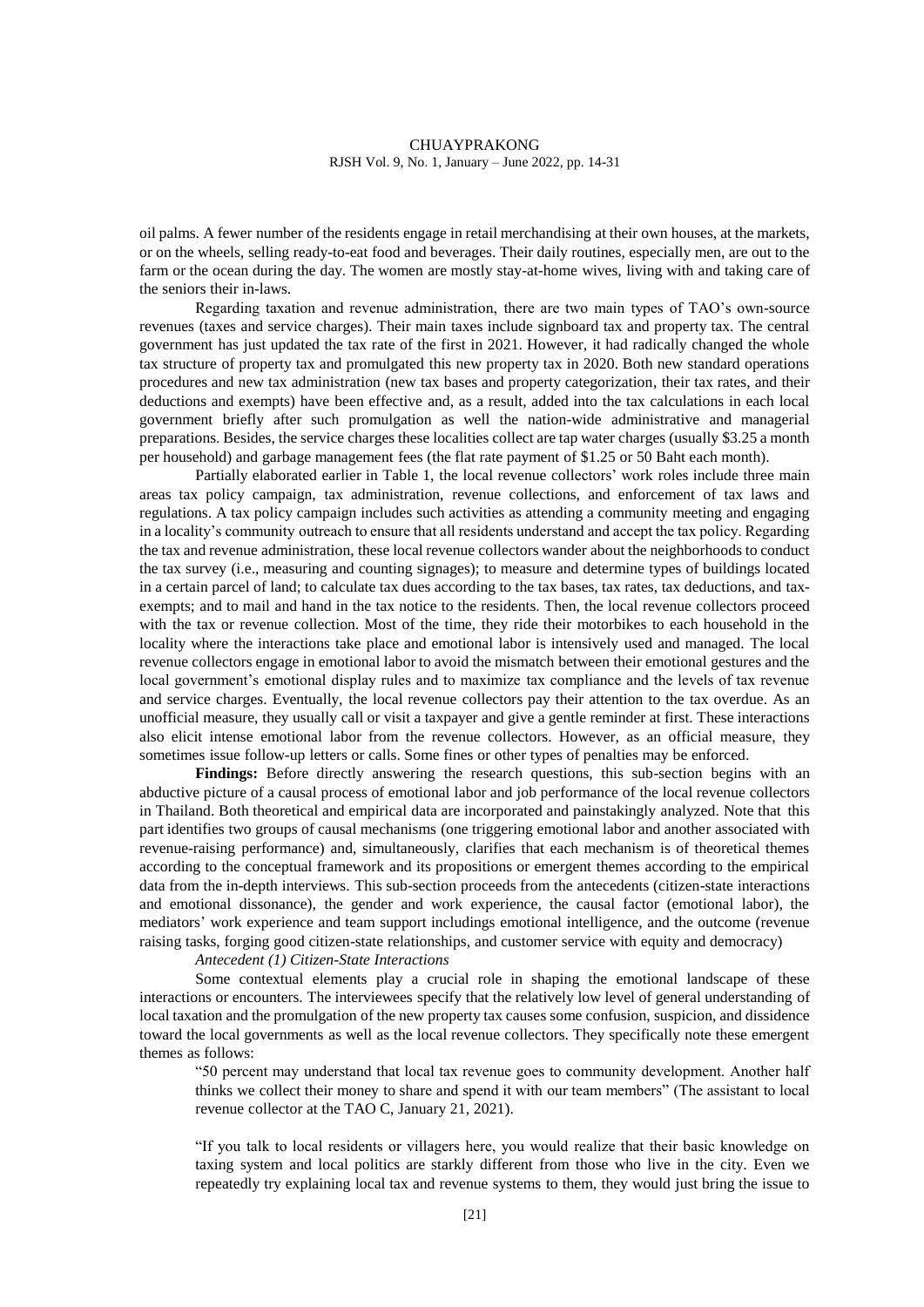oil palms. A fewer number of the residents engage in retail merchandising at their own houses, at the markets, or on the wheels, selling ready-to-eat food and beverages. Their daily routines, especially men, are out to the farm or the ocean during the day. The women are mostly stay-at-home wives, living with and taking care of the seniors their in-laws.

Regarding taxation and revenue administration, there are two main types of TAO's own-source revenues (taxes and service charges). Their main taxes include signboard tax and property tax. The central government has just updated the tax rate of the first in 2021. However, it had radically changed the whole tax structure of property tax and promulgated this new property tax in 2020. Both new standard operations procedures and new tax administration (new tax bases and property categorization, their tax rates, and their deductions and exempts) have been effective and, as a result, added into the tax calculations in each local government briefly after such promulgation as well the nation-wide administrative and managerial preparations. Besides, the service charges these localities collect are tap water charges (usually $3.25 a month per household) and garbage management fees (the flat rate payment of $1.25 or 50 Baht each month).

Partially elaborated earlier in Table 1, the local revenue collectors' work roles include three main areas tax policy campaign, tax administration, revenue collections, and enforcement of tax laws and regulations. A tax policy campaign includes such activities as attending a community meeting and engaging in a locality's community outreach to ensure that all residents understand and accept the tax policy. Regarding the tax and revenue administration, these local revenue collectors wander about the neighborhoods to conduct the tax survey (i.e., measuring and counting signages); to measure and determine types of buildings located in a certain parcel of land; to calculate tax dues according to the tax bases, tax rates, tax deductions, and tax-exempts; and to mail and hand in the tax notice to the residents. Then, the local revenue collectors proceed with the tax or revenue collection. Most of the time, they ride their motorbikes to each household in the locality where the interactions take place and emotional labor is intensively used and managed. The local revenue collectors engage in emotional labor to avoid the mismatch between their emotional gestures and the local government's emotional display rules and to maximize tax compliance and the levels of tax revenue and service charges. Eventually, the local revenue collectors pay their attention to the tax overdue. As an unofficial measure, they usually call or visit a taxpayer and give a gentle reminder at first. These interactions also elicit intense emotional labor from the revenue collectors. However, as an official measure, they sometimes issue follow-up letters or calls. Some fines or other types of penalties may be enforced.

**Findings:** Before directly answering the research questions, this sub-section begins with an abductive picture of a causal process of emotional labor and job performance of the local revenue collectors in Thailand. Both theoretical and empirical data are incorporated and painstakingly analyzed. Note that this part identifies two groups of causal mechanisms (one triggering emotional labor and another associated with revenue-raising performance) and, simultaneously, clarifies that each mechanism is of theoretical themes according to the conceptual framework and its propositions or emergent themes according to the empirical data from the in-depth interviews. This sub-section proceeds from the antecedents (citizen-state interactions and emotional dissonance), the gender and work experience, the causal factor (emotional labor), the mediators' work experience and team support includings emotional intelligence, and the outcome (revenue raising tasks, forging good citizen-state relationships, and customer service with equity and democracy)

*Antecedent (1) Citizen-State Interactions*

Some contextual elements play a crucial role in shaping the emotional landscape of these interactions or encounters. The interviewees specify that the relatively low level of general understanding of local taxation and the promulgation of the new property tax causes some confusion, suspicion, and dissidence toward the local governments as well as the local revenue collectors. They specifically note these emergent themes as follows:

> "50 percent may understand that local tax revenue goes to community development. Another half thinks we collect their money to share and spend it with our team members" (The assistant to local revenue collector at the TAO C, January 21, 2021).

> "If you talk to local residents or villagers here, you would realize that their basic knowledge on taxing system and local politics are starkly different from those who live in the city. Even we repeatedly try explaining local tax and revenue systems to them, they would just bring the issue to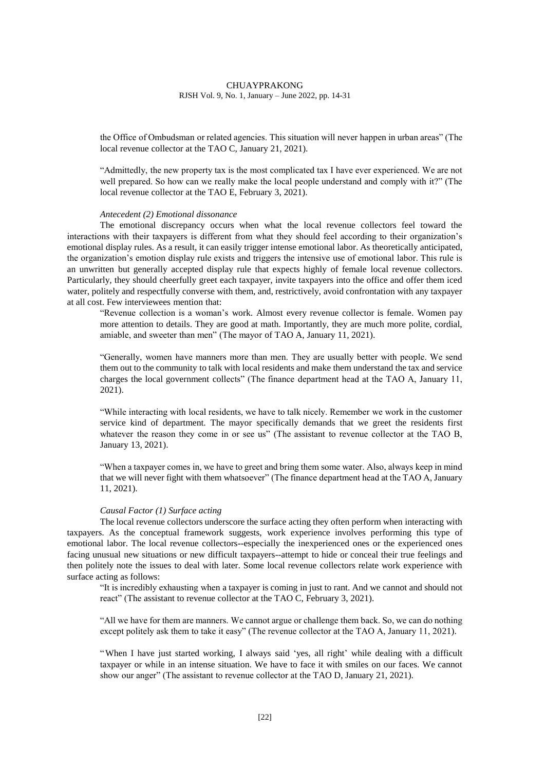the Office of Ombudsman or related agencies. This situation will never happen in urban areas" (The local revenue collector at the TAO C, January 21, 2021).

> "Admittedly, the new property tax is the most complicated tax I have ever experienced. We are not well prepared. So how can we really make the local people understand and comply with it?" (The local revenue collector at the TAO E, February 3, 2021).

*Antecedent (2) Emotional dissonance*

The emotional discrepancy occurs when what the local revenue collectors feel toward the interactions with their taxpayers is different from what they should feel according to their organization's emotional display rules. As a result, it can easily trigger intense emotional labor. As theoretically anticipated, the organization's emotion display rule exists and triggers the intensive use of emotional labor. This rule is an unwritten but generally accepted display rule that expects highly of female local revenue collectors. Particularly, they should cheerfully greet each taxpayer, invite taxpayers into the office and offer them iced water, politely and respectfully converse with them, and, restrictively, avoid confrontation with any taxpayer at all cost. Few interviewees mention that:

> "Revenue collection is a woman's work. Almost every revenue collector is female. Women pay more attention to details. They are good at math. Importantly, they are much more polite, cordial, amiable, and sweeter than men" (The mayor of TAO A, January 11, 2021).

> "Generally, women have manners more than men. They are usually better with people. We send them out to the community to talk with local residents and make them understand the tax and service charges the local government collects" (The finance department head at the TAO A, January 11, 2021).

> "While interacting with local residents, we have to talk nicely. Remember we work in the customer service kind of department. The mayor specifically demands that we greet the residents first whatever the reason they come in or see us" (The assistant to revenue collector at the TAO B, January 13, 2021).

> "When a taxpayer comes in, we have to greet and bring them some water. Also, always keep in mind that we will never fight with them whatsoever" (The finance department head at the TAO A, January 11, 2021).

*Causal Factor (1) Surface acting*

The local revenue collectors underscore the surface acting they often perform when interacting with taxpayers. As the conceptual framework suggests, work experience involves performing this type of emotional labor. The local revenue collectors--especially the inexperienced ones or the experienced ones facing unusual new situations or new difficult taxpayers--attempt to hide or conceal their true feelings and then politely note the issues to deal with later. Some local revenue collectors relate work experience with surface acting as follows:

> "It is incredibly exhausting when a taxpayer is coming in just to rant. And we cannot and should not react" (The assistant to revenue collector at the TAO C, February 3, 2021).

> "All we have for them are manners. We cannot argue or challenge them back. So, we can do nothing except politely ask them to take it easy" (The revenue collector at the TAO A, January 11, 2021).

> "When I have just started working, I always said 'yes, all right' while dealing with a difficult taxpayer or while in an intense situation. We have to face it with smiles on our faces. We cannot show our anger" (The assistant to revenue collector at the TAO D, January 21, 2021).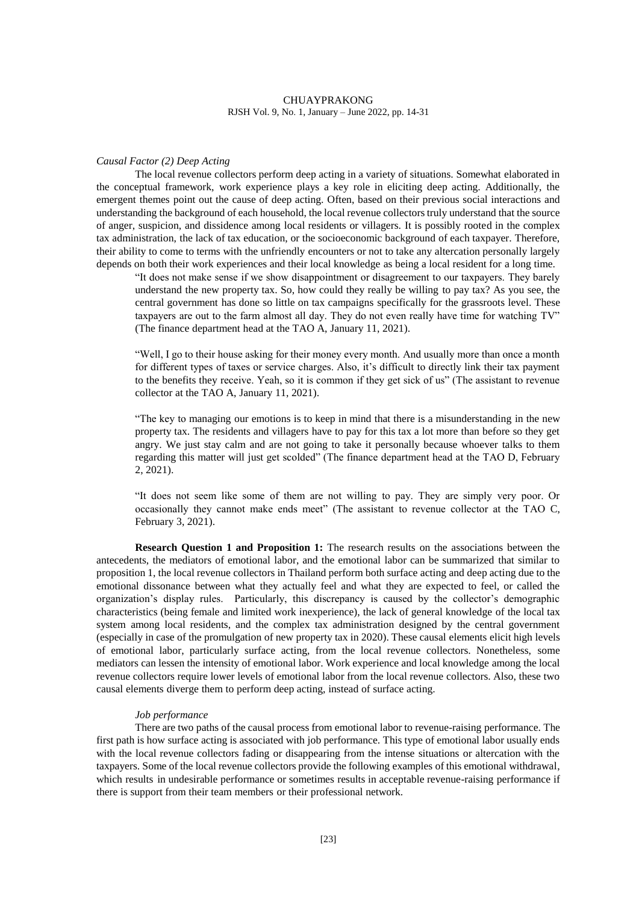*Causal Factor (2) Deep Acting*

The local revenue collectors perform deep acting in a variety of situations. Somewhat elaborated in the conceptual framework, work experience plays a key role in eliciting deep acting. Additionally, the emergent themes point out the cause of deep acting. Often, based on their previous social interactions and understanding the background of each household, the local revenue collectors truly understand that the source of anger, suspicion, and dissidence among local residents or villagers. It is possibly rooted in the complex tax administration, the lack of tax education, or the socioeconomic background of each taxpayer. Therefore, their ability to come to terms with the unfriendly encounters or not to take any altercation personally largely depends on both their work experiences and their local knowledge as being a local resident for a long time.

> "It does not make sense if we show disappointment or disagreement to our taxpayers. They barely understand the new property tax. So, how could they really be willing to pay tax? As you see, the central government has done so little on tax campaigns specifically for the grassroots level. These taxpayers are out to the farm almost all day. They do not even really have time for watching TV" (The finance department head at the TAO A, January 11, 2021).

> "Well, I go to their house asking for their money every month. And usually more than once a month for different types of taxes or service charges. Also, it's difficult to directly link their tax payment to the benefits they receive. Yeah, so it is common if they get sick of us" (The assistant to revenue collector at the TAO A, January 11, 2021).

> "The key to managing our emotions is to keep in mind that there is a misunderstanding in the new property tax. The residents and villagers have to pay for this tax a lot more than before so they get angry. We just stay calm and are not going to take it personally because whoever talks to them regarding this matter will just get scolded" (The finance department head at the TAO D, February 2, 2021).

> "It does not seem like some of them are not willing to pay. They are simply very poor. Or occasionally they cannot make ends meet" (The assistant to revenue collector at the TAO C, February 3, 2021).

**Research Question 1 and Proposition 1:** The research results on the associations between the antecedents, the mediators of emotional labor, and the emotional labor can be summarized that similar to proposition 1, the local revenue collectors in Thailand perform both surface acting and deep acting due to the emotional dissonance between what they actually feel and what they are expected to feel, or called the organization's display rules. Particularly, this discrepancy is caused by the collector's demographic characteristics (being female and limited work inexperience), the lack of general knowledge of the local tax system among local residents, and the complex tax administration designed by the central government (especially in case of the promulgation of new property tax in 2020). These causal elements elicit high levels of emotional labor, particularly surface acting, from the local revenue collectors. Nonetheless, some mediators can lessen the intensity of emotional labor. Work experience and local knowledge among the local revenue collectors require lower levels of emotional labor from the local revenue collectors. Also, these two causal elements diverge them to perform deep acting, instead of surface acting.

*Job performance*

There are two paths of the causal process from emotional labor to revenue-raising performance. The first path is how surface acting is associated with job performance. This type of emotional labor usually ends with the local revenue collectors fading or disappearing from the intense situations or altercation with the taxpayers. Some of the local revenue collectors provide the following examples of this emotional withdrawal, which results in undesirable performance or sometimes results in acceptable revenue-raising performance if there is support from their team members or their professional network.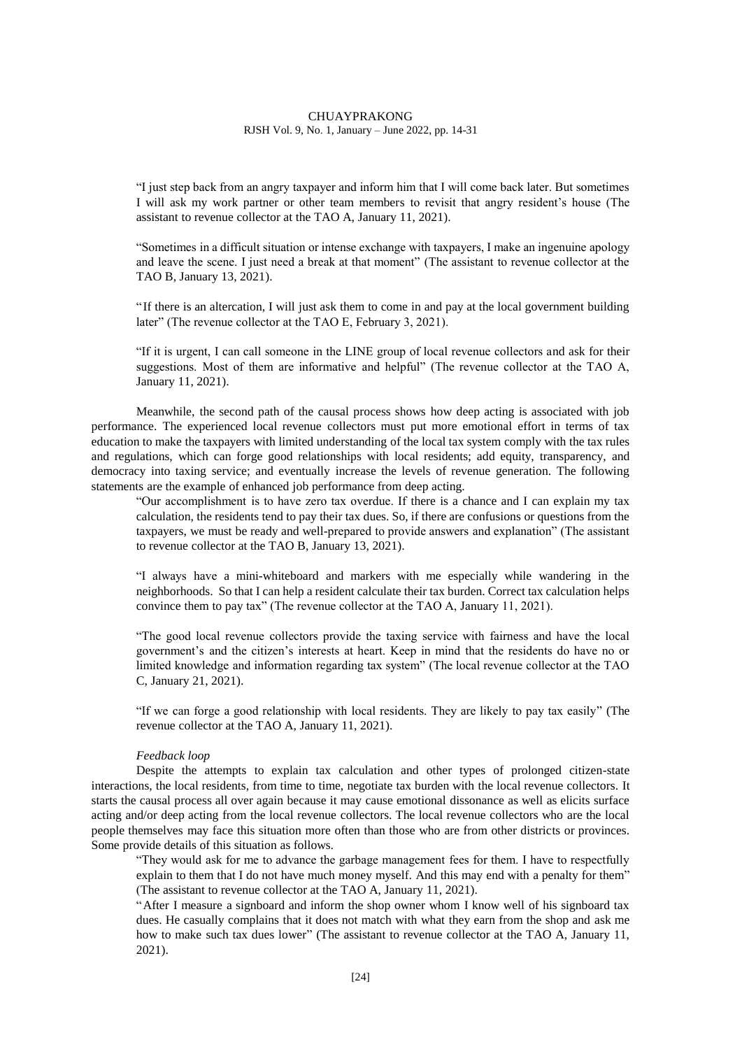"I just step back from an angry taxpayer and inform him that I will come back later. But sometimes I will ask my work partner or other team members to revisit that angry resident's house (The assistant to revenue collector at the TAO A, January 11, 2021).

"Sometimes in a difficult situation or intense exchange with taxpayers, I make an ingenuine apology and leave the scene. I just need a break at that moment" (The assistant to revenue collector at the TAO B, January 13, 2021).

"If there is an altercation, I will just ask them to come in and pay at the local government building later" (The revenue collector at the TAO E, February 3, 2021).

"If it is urgent, I can call someone in the LINE group of local revenue collectors and ask for their suggestions. Most of them are informative and helpful" (The revenue collector at the TAO A, January 11, 2021).

Meanwhile, the second path of the causal process shows how deep acting is associated with job performance. The experienced local revenue collectors must put more emotional effort in terms of tax education to make the taxpayers with limited understanding of the local tax system comply with the tax rules and regulations, which can forge good relationships with local residents; add equity, transparency, and democracy into taxing service; and eventually increase the levels of revenue generation. The following statements are the example of enhanced job performance from deep acting.

"Our accomplishment is to have zero tax overdue. If there is a chance and I can explain my tax calculation, the residents tend to pay their tax dues. So, if there are confusions or questions from the taxpayers, we must be ready and well-prepared to provide answers and explanation" (The assistant to revenue collector at the TAO B, January 13, 2021).

"I always have a mini-whiteboard and markers with me especially while wandering in the neighborhoods. So that I can help a resident calculate their tax burden. Correct tax calculation helps convince them to pay tax" (The revenue collector at the TAO A, January 11, 2021).

"The good local revenue collectors provide the taxing service with fairness and have the local government's and the citizen's interests at heart. Keep in mind that the residents do have no or limited knowledge and information regarding tax system" (The local revenue collector at the TAO C, January 21, 2021).

"If we can forge a good relationship with local residents. They are likely to pay tax easily" (The revenue collector at the TAO A, January 11, 2021).

*Feedback loop*

Despite the attempts to explain tax calculation and other types of prolonged citizen-state interactions, the local residents, from time to time, negotiate tax burden with the local revenue collectors. It starts the causal process all over again because it may cause emotional dissonance as well as elicits surface acting and/or deep acting from the local revenue collectors. The local revenue collectors who are the local people themselves may face this situation more often than those who are from other districts or provinces. Some provide details of this situation as follows.

"They would ask for me to advance the garbage management fees for them. I have to respectfully explain to them that I do not have much money myself. And this may end with a penalty for them" (The assistant to revenue collector at the TAO A, January 11, 2021).

"After I measure a signboard and inform the shop owner whom I know well of his signboard tax dues. He casually complains that it does not match with what they earn from the shop and ask me how to make such tax dues lower" (The assistant to revenue collector at the TAO A, January 11, 2021).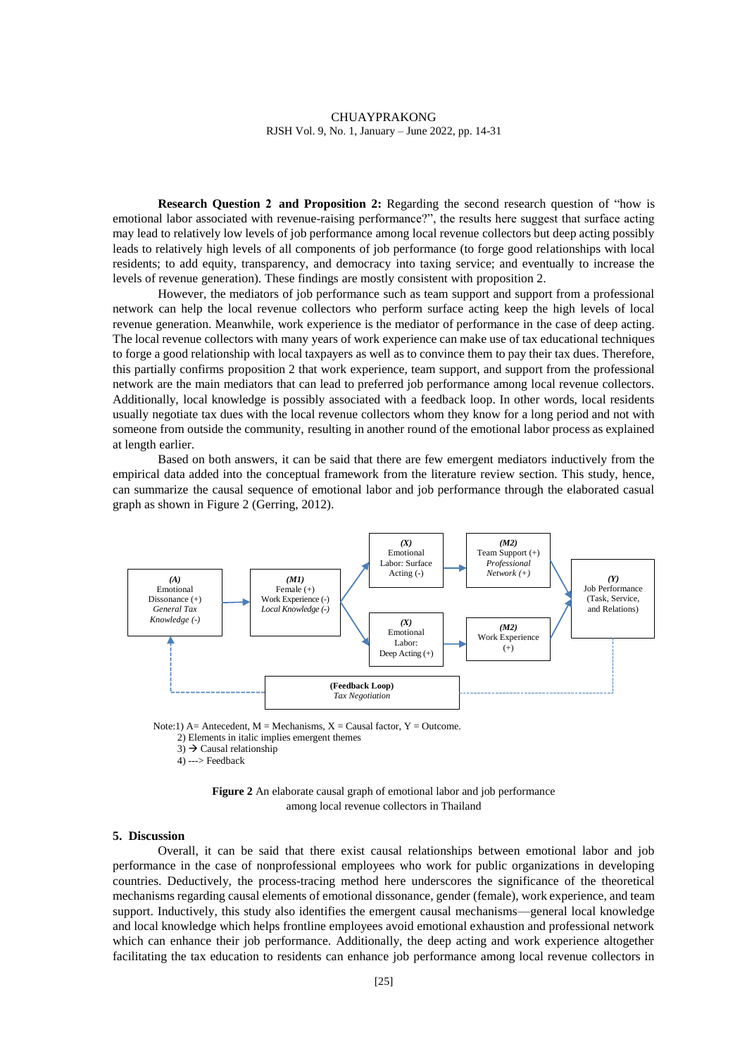**Research Question 2 and Proposition 2:** Regarding the second research question of "how is emotional labor associated with revenue-raising performance?", the results here suggest that surface acting may lead to relatively low levels of job performance among local revenue collectors but deep acting possibly leads to relatively high levels of all components of job performance (to forge good relationships with local residents; to add equity, transparency, and democracy into taxing service; and eventually to increase the levels of revenue generation). These findings are mostly consistent with proposition 2.

However, the mediators of job performance such as team support and support from a professional network can help the local revenue collectors who perform surface acting keep the high levels of local revenue generation. Meanwhile, work experience is the mediator of performance in the case of deep acting. The local revenue collectors with many years of work experience can make use of tax educational techniques to forge a good relationship with local taxpayers as well as to convince them to pay their tax dues. Therefore, this partially confirms proposition 2 that work experience, team support, and support from the professional network are the main mediators that can lead to preferred job performance among local revenue collectors. Additionally, local knowledge is possibly associated with a feedback loop. In other words, local residents usually negotiate tax dues with the local revenue collectors whom they know for a long period and not with someone from outside the community, resulting in another round of the emotional labor process as explained at length earlier.

Based on both answers, it can be said that there are few emergent mediators inductively from the empirical data added into the conceptual framework from the literature review section. This study, hence, can summarize the causal sequence of emotional labor and job performance through the elaborated casual graph as shown in Figure 2 (Gerring, 2012).

Note:1) A= Antecedent, M = Mechanisms, X = Causal factor, Y = Outcome.
2) Elements in italic implies emergent themes
3) → Causal relationship
4) ---> Feedback

**Figure 2** An elaborate causal graph of emotional labor and job performance among local revenue collectors in Thailand

## 5. Discussion

Overall, it can be said that there exist causal relationships between emotional labor and job performance in the case of nonprofessional employees who work for public organizations in developing countries. Deductively, the process-tracing method here underscores the significance of the theoretical mechanisms regarding causal elements of emotional dissonance, gender (female), work experience, and team support. Inductively, this study also identifies the emergent causal mechanisms—general local knowledge and local knowledge which helps frontline employees avoid emotional exhaustion and professional network which can enhance their job performance. Additionally, the deep acting and work experience altogether facilitating the tax education to residents can enhance job performance among local revenue collectors in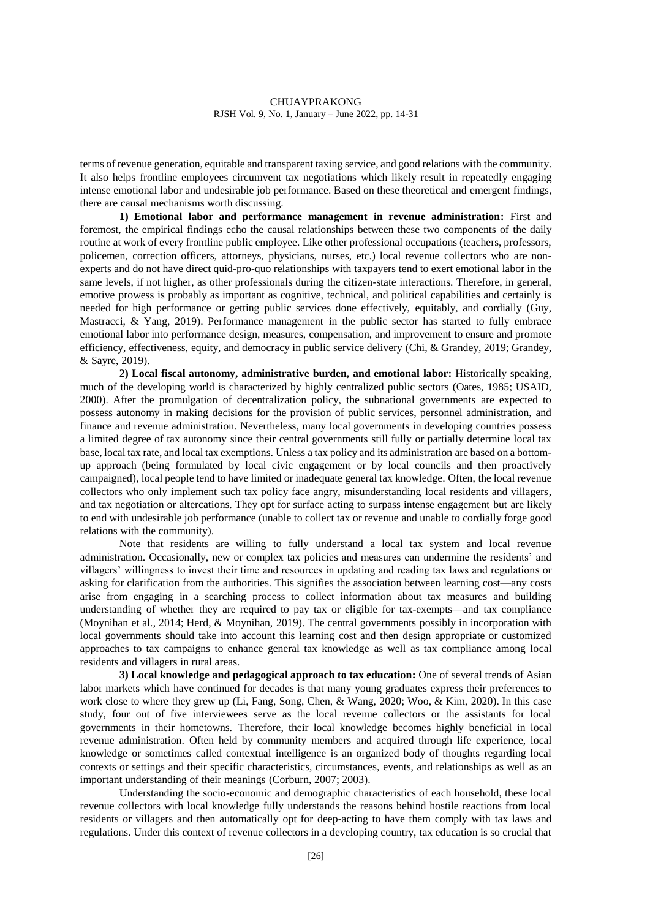terms of revenue generation, equitable and transparent taxing service, and good relations with the community. It also helps frontline employees circumvent tax negotiations which likely result in repeatedly engaging intense emotional labor and undesirable job performance. Based on these theoretical and emergent findings, there are causal mechanisms worth discussing.

**1) Emotional labor and performance management in revenue administration:** First and foremost, the empirical findings echo the causal relationships between these two components of the daily routine at work of every frontline public employee. Like other professional occupations (teachers, professors, policemen, correction officers, attorneys, physicians, nurses, etc.) local revenue collectors who are non-experts and do not have direct quid-pro-quo relationships with taxpayers tend to exert emotional labor in the same levels, if not higher, as other professionals during the citizen-state interactions. Therefore, in general, emotive prowess is probably as important as cognitive, technical, and political capabilities and certainly is needed for high performance or getting public services done effectively, equitably, and cordially (Guy, Mastracci, & Yang, 2019). Performance management in the public sector has started to fully embrace emotional labor into performance design, measures, compensation, and improvement to ensure and promote efficiency, effectiveness, equity, and democracy in public service delivery (Chi, & Grandey, 2019; Grandey, & Sayre, 2019).

**2) Local fiscal autonomy, administrative burden, and emotional labor:** Historically speaking, much of the developing world is characterized by highly centralized public sectors (Oates, 1985; USAID, 2000). After the promulgation of decentralization policy, the subnational governments are expected to possess autonomy in making decisions for the provision of public services, personnel administration, and finance and revenue administration. Nevertheless, many local governments in developing countries possess a limited degree of tax autonomy since their central governments still fully or partially determine local tax base, local tax rate, and local tax exemptions. Unless a tax policy and its administration are based on a bottom-up approach (being formulated by local civic engagement or by local councils and then proactively campaigned), local people tend to have limited or inadequate general tax knowledge. Often, the local revenue collectors who only implement such tax policy face angry, misunderstanding local residents and villagers, and tax negotiation or altercations. They opt for surface acting to surpass intense engagement but are likely to end with undesirable job performance (unable to collect tax or revenue and unable to cordially forge good relations with the community).

Note that residents are willing to fully understand a local tax system and local revenue administration. Occasionally, new or complex tax policies and measures can undermine the residents' and villagers' willingness to invest their time and resources in updating and reading tax laws and regulations or asking for clarification from the authorities. This signifies the association between learning cost—any costs arise from engaging in a searching process to collect information about tax measures and building understanding of whether they are required to pay tax or eligible for tax-exempts—and tax compliance (Moynihan et al., 2014; Herd, & Moynihan, 2019). The central governments possibly in incorporation with local governments should take into account this learning cost and then design appropriate or customized approaches to tax campaigns to enhance general tax knowledge as well as tax compliance among local residents and villagers in rural areas.

**3) Local knowledge and pedagogical approach to tax education:** One of several trends of Asian labor markets which have continued for decades is that many young graduates express their preferences to work close to where they grew up (Li, Fang, Song, Chen, & Wang, 2020; Woo, & Kim, 2020). In this case study, four out of five interviewees serve as the local revenue collectors or the assistants for local governments in their hometowns. Therefore, their local knowledge becomes highly beneficial in local revenue administration. Often held by community members and acquired through life experience, local knowledge or sometimes called contextual intelligence is an organized body of thoughts regarding local contexts or settings and their specific characteristics, circumstances, events, and relationships as well as an important understanding of their meanings (Corburn, 2007; 2003).

Understanding the socio-economic and demographic characteristics of each household, these local revenue collectors with local knowledge fully understands the reasons behind hostile reactions from local residents or villagers and then automatically opt for deep-acting to have them comply with tax laws and regulations. Under this context of revenue collectors in a developing country, tax education is so crucial that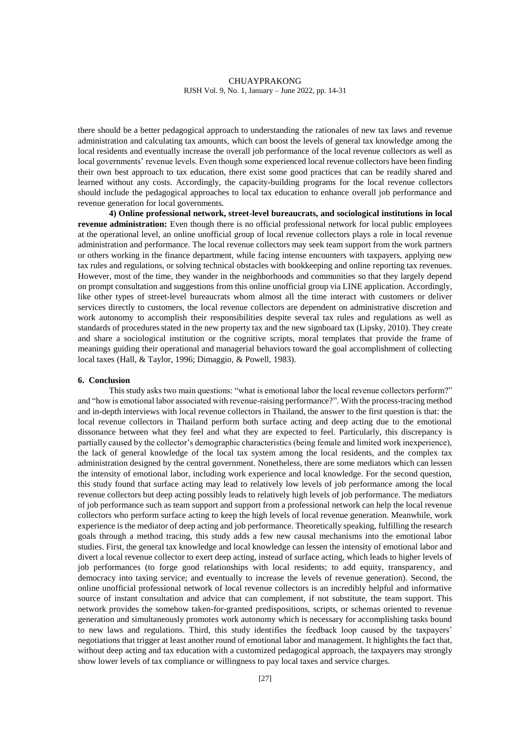there should be a better pedagogical approach to understanding the rationales of new tax laws and revenue administration and calculating tax amounts, which can boost the levels of general tax knowledge among the local residents and eventually increase the overall job performance of the local revenue collectors as well as local governments' revenue levels. Even though some experienced local revenue collectors have been finding their own best approach to tax education, there exist some good practices that can be readily shared and learned without any costs. Accordingly, the capacity-building programs for the local revenue collectors should include the pedagogical approaches to local tax education to enhance overall job performance and revenue generation for local governments.

**4) Online professional network, street-level bureaucrats, and sociological institutions in local revenue administration:** Even though there is no official professional network for local public employees at the operational level, an online unofficial group of local revenue collectors plays a role in local revenue administration and performance. The local revenue collectors may seek team support from the work partners or others working in the finance department, while facing intense encounters with taxpayers, applying new tax rules and regulations, or solving technical obstacles with bookkeeping and online reporting tax revenues. However, most of the time, they wander in the neighborhoods and communities so that they largely depend on prompt consultation and suggestions from this online unofficial group via LINE application. Accordingly, like other types of street-level bureaucrats whom almost all the time interact with customers or deliver services directly to customers, the local revenue collectors are dependent on administrative discretion and work autonomy to accomplish their responsibilities despite several tax rules and regulations as well as standards of procedures stated in the new property tax and the new signboard tax (Lipsky, 2010). They create and share a sociological institution or the cognitive scripts, moral templates that provide the frame of meanings guiding their operational and managerial behaviors toward the goal accomplishment of collecting local taxes (Hall, & Taylor, 1996; Dimaggio, & Powell, 1983).

## 6. Conclusion

This study asks two main questions: "what is emotional labor the local revenue collectors perform?" and "how is emotional labor associated with revenue-raising performance?". With the process-tracing method and in-depth interviews with local revenue collectors in Thailand, the answer to the first question is that: the local revenue collectors in Thailand perform both surface acting and deep acting due to the emotional dissonance between what they feel and what they are expected to feel. Particularly, this discrepancy is partially caused by the collector's demographic characteristics (being female and limited work inexperience), the lack of general knowledge of the local tax system among the local residents, and the complex tax administration designed by the central government. Nonetheless, there are some mediators which can lessen the intensity of emotional labor, including work experience and local knowledge. For the second question, this study found that surface acting may lead to relatively low levels of job performance among the local revenue collectors but deep acting possibly leads to relatively high levels of job performance. The mediators of job performance such as team support and support from a professional network can help the local revenue collectors who perform surface acting to keep the high levels of local revenue generation. Meanwhile, work experience is the mediator of deep acting and job performance. Theoretically speaking, fulfilling the research goals through a method tracing, this study adds a few new causal mechanisms into the emotional labor studies. First, the general tax knowledge and local knowledge can lessen the intensity of emotional labor and divert a local revenue collector to exert deep acting, instead of surface acting, which leads to higher levels of job performances (to forge good relationships with local residents; to add equity, transparency, and democracy into taxing service; and eventually to increase the levels of revenue generation). Second, the online unofficial professional network of local revenue collectors is an incredibly helpful and informative source of instant consultation and advice that can complement, if not substitute, the team support. This network provides the somehow taken-for-granted predispositions, scripts, or schemas oriented to revenue generation and simultaneously promotes work autonomy which is necessary for accomplishing tasks bound to new laws and regulations. Third, this study identifies the feedback loop caused by the taxpayers' negotiations that trigger at least another round of emotional labor and management. It highlights the fact that, without deep acting and tax education with a customized pedagogical approach, the taxpayers may strongly show lower levels of tax compliance or willingness to pay local taxes and service charges.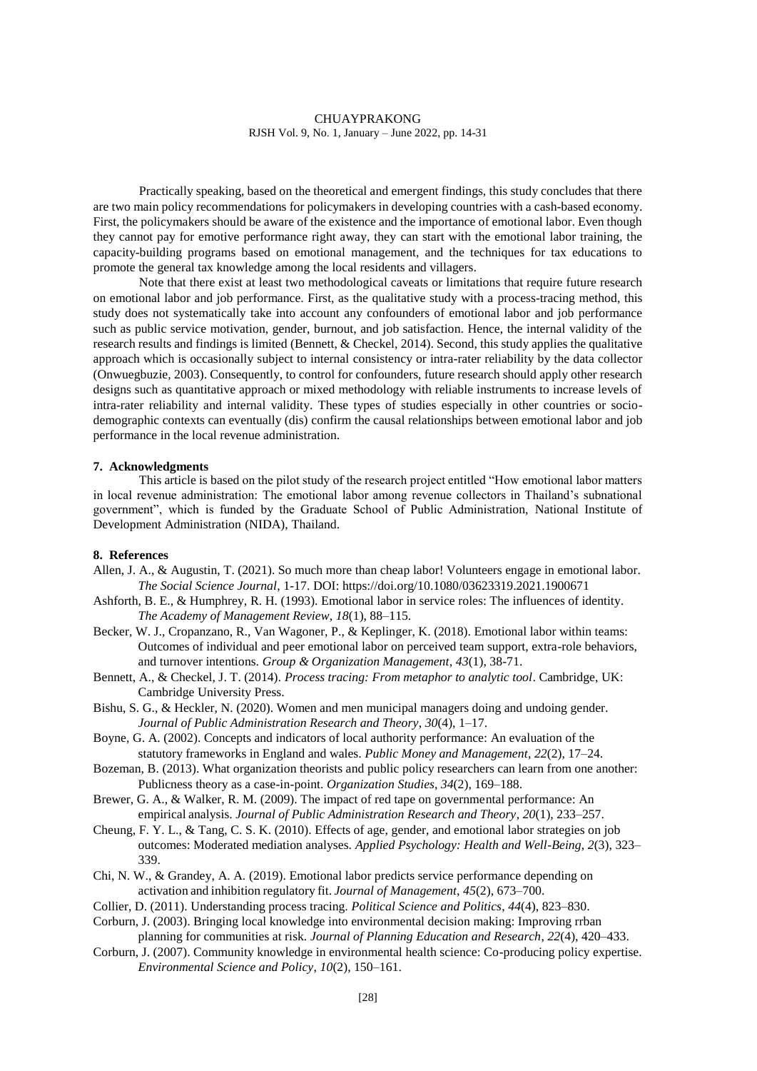Practically speaking, based on the theoretical and emergent findings, this study concludes that there are two main policy recommendations for policymakers in developing countries with a cash-based economy. First, the policymakers should be aware of the existence and the importance of emotional labor. Even though they cannot pay for emotive performance right away, they can start with the emotional labor training, the capacity-building programs based on emotional management, and the techniques for tax educations to promote the general tax knowledge among the local residents and villagers.

Note that there exist at least two methodological caveats or limitations that require future research on emotional labor and job performance. First, as the qualitative study with a process-tracing method, this study does not systematically take into account any confounders of emotional labor and job performance such as public service motivation, gender, burnout, and job satisfaction. Hence, the internal validity of the research results and findings is limited (Bennett, & Checkel, 2014). Second, this study applies the qualitative approach which is occasionally subject to internal consistency or intra-rater reliability by the data collector (Onwuegbuzie, 2003). Consequently, to control for confounders, future research should apply other research designs such as quantitative approach or mixed methodology with reliable instruments to increase levels of intra-rater reliability and internal validity. These types of studies especially in other countries or socio-demographic contexts can eventually (dis) confirm the causal relationships between emotional labor and job performance in the local revenue administration.

## 7. Acknowledgments

This article is based on the pilot study of the research project entitled "How emotional labor matters in local revenue administration: The emotional labor among revenue collectors in Thailand's subnational government", which is funded by the Graduate School of Public Administration, National Institute of Development Administration (NIDA), Thailand.

## 8. References

Allen, J. A., & Augustin, T. (2021). So much more than cheap labor! Volunteers engage in emotional labor. *The Social Science Journal*, 1-17. DOI: https://doi.org/10.1080/03623319.2021.1900671

Ashforth, B. E., & Humphrey, R. H. (1993). Emotional labor in service roles: The influences of identity. *The Academy of Management Review*, *18*(1), 88–115.

Becker, W. J., Cropanzano, R., Van Wagoner, P., & Keplinger, K. (2018). Emotional labor within teams: Outcomes of individual and peer emotional labor on perceived team support, extra-role behaviors, and turnover intentions. *Group & Organization Management*, *43*(1), 38-71.

Bennett, A., & Checkel, J. T. (2014). *Process tracing: From metaphor to analytic tool*. Cambridge, UK: Cambridge University Press.

Bishu, S. G., & Heckler, N. (2020). Women and men municipal managers doing and undoing gender. *Journal of Public Administration Research and Theory*, *30*(4), 1–17.

Boyne, G. A. (2002). Concepts and indicators of local authority performance: An evaluation of the statutory frameworks in England and wales. *Public Money and Management*, *22*(2), 17–24.

Bozeman, B. (2013). What organization theorists and public policy researchers can learn from one another: Publicness theory as a case-in-point. *Organization Studies*, *34*(2), 169–188.

Brewer, G. A., & Walker, R. M. (2009). The impact of red tape on governmental performance: An empirical analysis. *Journal of Public Administration Research and Theory*, *20*(1), 233–257.

Cheung, F. Y. L., & Tang, C. S. K. (2010). Effects of age, gender, and emotional labor strategies on job outcomes: Moderated mediation analyses. *Applied Psychology: Health and Well-Being*, *2*(3), 323–339.

Chi, N. W., & Grandey, A. A. (2019). Emotional labor predicts service performance depending on activation and inhibition regulatory fit. *Journal of Management*, *45*(2), 673–700.

Collier, D. (2011). Understanding process tracing. *Political Science and Politics*, *44*(4), 823–830.

Corburn, J. (2003). Bringing local knowledge into environmental decision making: Improving rrban planning for communities at risk. *Journal of Planning Education and Research*, *22*(4), 420–433.

Corburn, J. (2007). Community knowledge in environmental health science: Co-producing policy expertise. *Environmental Science and Policy*, *10*(2), 150–161.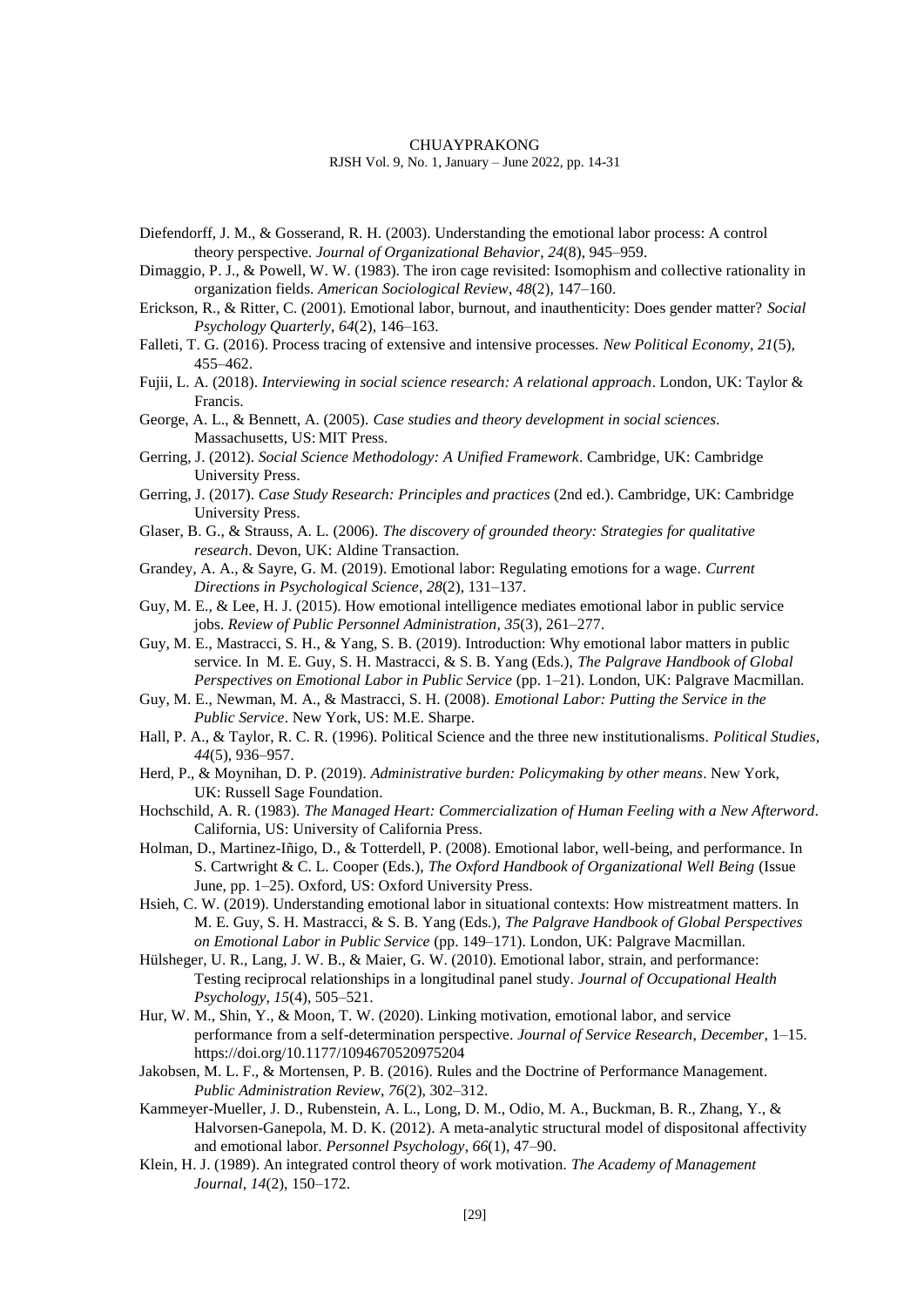Diefendorff, J. M., & Gosserand, R. H. (2003). Understanding the emotional labor process: A control theory perspective. *Journal of Organizational Behavior*, *24*(8), 945–959.

Dimaggio, P. J., & Powell, W. W. (1983). The iron cage revisited: Isomophism and collective rationality in organization fields. *American Sociological Review*, *48*(2), 147–160.

Erickson, R., & Ritter, C. (2001). Emotional labor, burnout, and inauthenticity: Does gender matter? *Social Psychology Quarterly*, *64*(2), 146–163.

Falleti, T. G. (2016). Process tracing of extensive and intensive processes. *New Political Economy*, *21*(5), 455–462.

Fujii, L. A. (2018). *Interviewing in social science research: A relational approach*. London, UK: Taylor & Francis.

George, A. L., & Bennett, A. (2005). *Case studies and theory development in social sciences*. Massachusetts, US: MIT Press.

Gerring, J. (2012). *Social Science Methodology: A Unified Framework*. Cambridge, UK: Cambridge University Press.

Gerring, J. (2017). *Case Study Research: Principles and practices* (2nd ed.). Cambridge, UK: Cambridge University Press.

Glaser, B. G., & Strauss, A. L. (2006). *The discovery of grounded theory: Strategies for qualitative research*. Devon, UK: Aldine Transaction.

Grandey, A. A., & Sayre, G. M. (2019). Emotional labor: Regulating emotions for a wage. *Current Directions in Psychological Science*, *28*(2), 131–137.

Guy, M. E., & Lee, H. J. (2015). How emotional intelligence mediates emotional labor in public service jobs. *Review of Public Personnel Administration*, *35*(3), 261–277.

Guy, M. E., Mastracci, S. H., & Yang, S. B. (2019). Introduction: Why emotional labor matters in public service. In M. E. Guy, S. H. Mastracci, & S. B. Yang (Eds.), *The Palgrave Handbook of Global Perspectives on Emotional Labor in Public Service* (pp. 1–21). London, UK: Palgrave Macmillan.

Guy, M. E., Newman, M. A., & Mastracci, S. H. (2008). *Emotional Labor: Putting the Service in the Public Service*. New York, US: M.E. Sharpe.

Hall, P. A., & Taylor, R. C. R. (1996). Political Science and the three new institutionalisms. *Political Studies*, *44*(5), 936–957.

Herd, P., & Moynihan, D. P. (2019). *Administrative burden: Policymaking by other means*. New York, UK: Russell Sage Foundation.

Hochschild, A. R. (1983). *The Managed Heart: Commercialization of Human Feeling with a New Afterword*. California, US: University of California Press.

Holman, D., Martinez-Iñigo, D., & Totterdell, P. (2008). Emotional labor, well-being, and performance. In S. Cartwright & C. L. Cooper (Eds.), *The Oxford Handbook of Organizational Well Being* (Issue June, pp. 1–25). Oxford, US: Oxford University Press.

Hsieh, C. W. (2019). Understanding emotional labor in situational contexts: How mistreatment matters. In M. E. Guy, S. H. Mastracci, & S. B. Yang (Eds.), *The Palgrave Handbook of Global Perspectives on Emotional Labor in Public Service* (pp. 149–171). London, UK: Palgrave Macmillan.

Hülsheger, U. R., Lang, J. W. B., & Maier, G. W. (2010). Emotional labor, strain, and performance: Testing reciprocal relationships in a longitudinal panel study. *Journal of Occupational Health Psychology*, *15*(4), 505–521.

Hur, W. M., Shin, Y., & Moon, T. W. (2020). Linking motivation, emotional labor, and service performance from a self-determination perspective. *Journal of Service Research*, *December*, 1–15. https://doi.org/10.1177/1094670520975204

Jakobsen, M. L. F., & Mortensen, P. B. (2016). Rules and the Doctrine of Performance Management. *Public Administration Review*, *76*(2), 302–312.

Kammeyer-Mueller, J. D., Rubenstein, A. L., Long, D. M., Odio, M. A., Buckman, B. R., Zhang, Y., & Halvorsen-Ganepola, M. D. K. (2012). A meta-analytic structural model of dispositonal affectivity and emotional labor. *Personnel Psychology*, *66*(1), 47–90.

Klein, H. J. (1989). An integrated control theory of work motivation. *The Academy of Management Journal*, *14*(2), 150–172.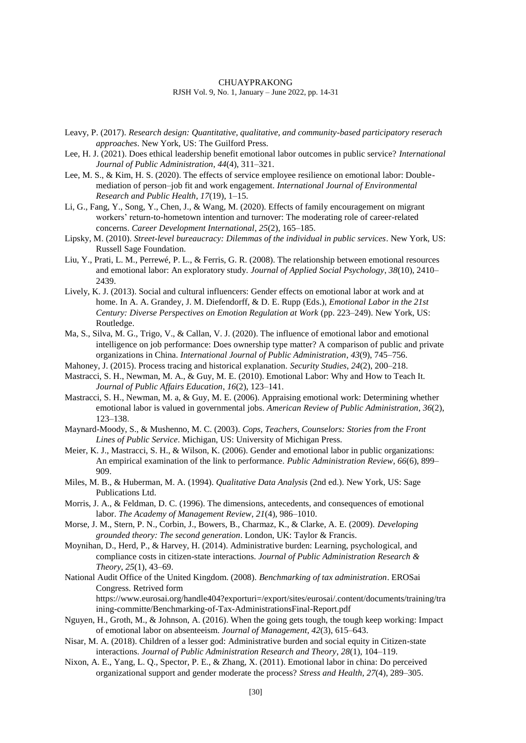Leavy, P. (2017). *Research design: Quantitative, qualitative, and community-based participatory reserach approaches*. New York, US: The Guilford Press.

Lee, H. J. (2021). Does ethical leadership benefit emotional labor outcomes in public service? *International Journal of Public Administration*, *44*(4), 311–321.

Lee, M. S., & Kim, H. S. (2020). The effects of service employee resilience on emotional labor: Double-mediation of person–job fit and work engagement. *International Journal of Environmental Research and Public Health*, *17*(19), 1–15.

Li, G., Fang, Y., Song, Y., Chen, J., & Wang, M. (2020). Effects of family encouragement on migrant workers' return-to-hometown intention and turnover: The moderating role of career-related concerns. *Career Development International*, *25*(2), 165–185.

Lipsky, M. (2010). *Street-level bureaucracy: Dilemmas of the individual in public services*. New York, US: Russell Sage Foundation.

Liu, Y., Prati, L. M., Perrewé, P. L., & Ferris, G. R. (2008). The relationship between emotional resources and emotional labor: An exploratory study. *Journal of Applied Social Psychology*, *38*(10), 2410–2439.

Lively, K. J. (2013). Social and cultural influencers: Gender effects on emotional labor at work and at home. In A. A. Grandey, J. M. Diefendorff, & D. E. Rupp (Eds.), *Emotional Labor in the 21st Century: Diverse Perspectives on Emotion Regulation at Work* (pp. 223–249). New York, US: Routledge.

Ma, S., Silva, M. G., Trigo, V., & Callan, V. J. (2020). The influence of emotional labor and emotional intelligence on job performance: Does ownership type matter? A comparison of public and private organizations in China. *International Journal of Public Administration*, *43*(9), 745–756.

Mahoney, J. (2015). Process tracing and historical explanation. *Security Studies*, *24*(2), 200–218.

Mastracci, S. H., Newman, M. A., & Guy, M. E. (2010). Emotional Labor: Why and How to Teach It. *Journal of Public Affairs Education*, *16*(2), 123–141.

Mastracci, S. H., Newman, M. a, & Guy, M. E. (2006). Appraising emotional work: Determining whether emotional labor is valued in governmental jobs. *American Review of Public Administration*, *36*(2), 123–138.

Maynard-Moody, S., & Mushenno, M. C. (2003). *Cops, Teachers, Counselors: Stories from the Front Lines of Public Service*. Michigan, US: University of Michigan Press.

Meier, K. J., Mastracci, S. H., & Wilson, K. (2006). Gender and emotional labor in public organizations: An empirical examination of the link to performance. *Public Administration Review*, *66*(6), 899–909.

Miles, M. B., & Huberman, M. A. (1994). *Qualitative Data Analysis* (2nd ed.). New York, US: Sage Publications Ltd.

Morris, J. A., & Feldman, D. C. (1996). The dimensions, antecedents, and consequences of emotional labor. *The Academy of Management Review*, *21*(4), 986–1010.

Morse, J. M., Stern, P. N., Corbin, J., Bowers, B., Charmaz, K., & Clarke, A. E. (2009). *Developing grounded theory: The second generation*. London, UK: Taylor & Francis.

Moynihan, D., Herd, P., & Harvey, H. (2014). Administrative burden: Learning, psychological, and compliance costs in citizen-state interactions. *Journal of Public Administration Research & Theory*, *25*(1), 43–69.

National Audit Office of the United Kingdom. (2008). *Benchmarking of tax administration*. EROSai Congress. Retrived form https://www.eurosai.org/handle404?exporturi=/export/sites/eurosai/.content/documents/training/training-committe/Benchmarking-of-Tax-AdministrationsFinal-Report.pdf

Nguyen, H., Groth, M., & Johnson, A. (2016). When the going gets tough, the tough keep working: Impact of emotional labor on absenteeism. *Journal of Management*, *42*(3), 615–643.

Nisar, M. A. (2018). Children of a lesser god: Administrative burden and social equity in Citizen-state interactions. *Journal of Public Administration Research and Theory*, *28*(1), 104–119.

Nixon, A. E., Yang, L. Q., Spector, P. E., & Zhang, X. (2011). Emotional labor in china: Do perceived organizational support and gender moderate the process? *Stress and Health*, *27*(4), 289–305.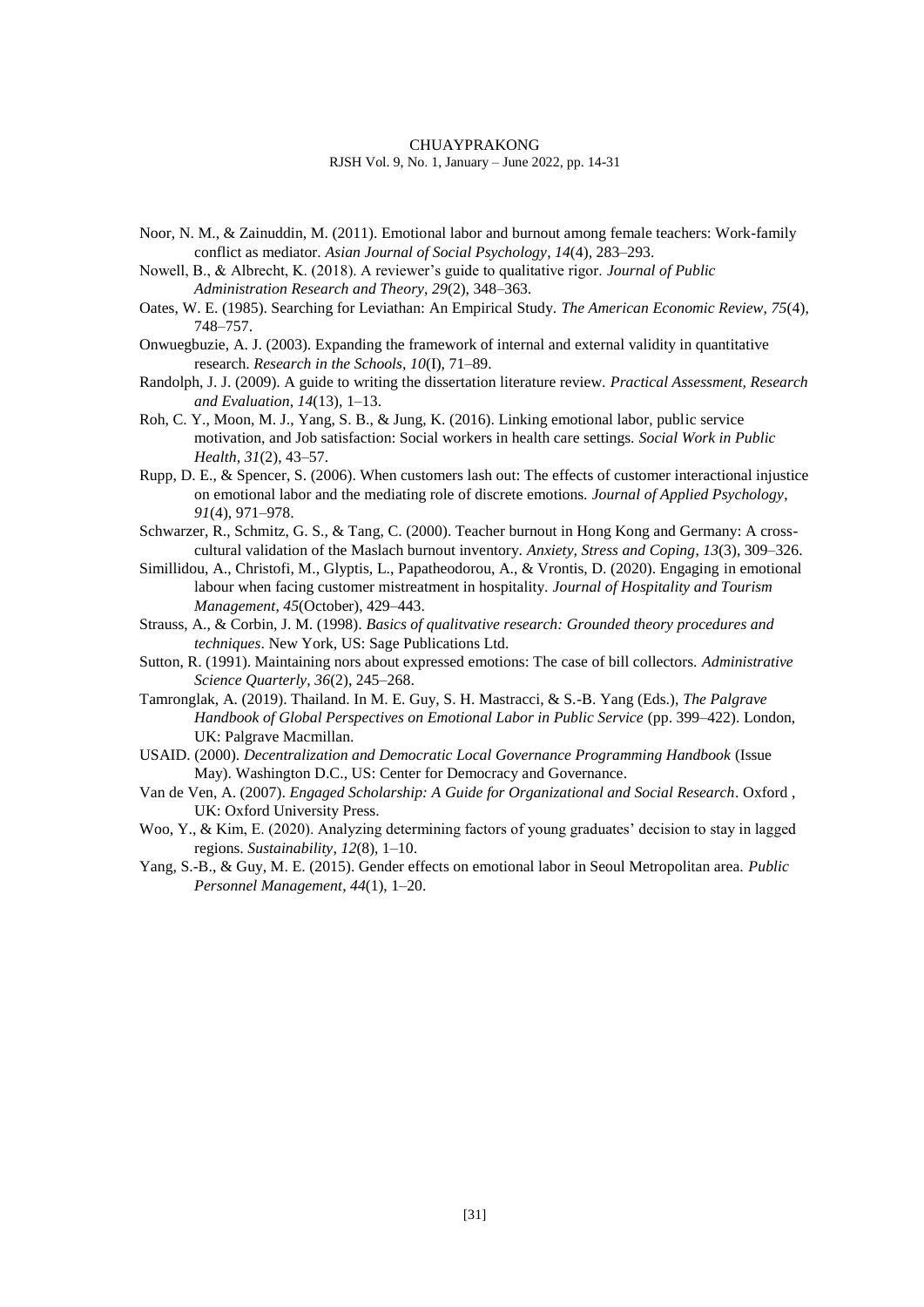Noor, N. M., & Zainuddin, M. (2011). Emotional labor and burnout among female teachers: Work-family conflict as mediator. *Asian Journal of Social Psychology*, *14*(4), 283–293.

Nowell, B., & Albrecht, K. (2018). A reviewer's guide to qualitative rigor. *Journal of Public Administration Research and Theory*, *29*(2), 348–363.

Oates, W. E. (1985). Searching for Leviathan: An Empirical Study. *The American Economic Review*, *75*(4), 748–757.

Onwuegbuzie, A. J. (2003). Expanding the framework of internal and external validity in quantitative research. *Research in the Schools*, *10*(I), 71–89.

Randolph, J. J. (2009). A guide to writing the dissertation literature review. *Practical Assessment, Research and Evaluation*, *14*(13), 1–13.

Roh, C. Y., Moon, M. J., Yang, S. B., & Jung, K. (2016). Linking emotional labor, public service motivation, and Job satisfaction: Social workers in health care settings. *Social Work in Public Health*, *31*(2), 43–57.

Rupp, D. E., & Spencer, S. (2006). When customers lash out: The effects of customer interactional injustice on emotional labor and the mediating role of discrete emotions. *Journal of Applied Psychology*, *91*(4), 971–978.

Schwarzer, R., Schmitz, G. S., & Tang, C. (2000). Teacher burnout in Hong Kong and Germany: A cross-cultural validation of the Maslach burnout inventory. *Anxiety, Stress and Coping*, *13*(3), 309–326.

Simillidou, A., Christofi, M., Glyptis, L., Papatheodorou, A., & Vrontis, D. (2020). Engaging in emotional labour when facing customer mistreatment in hospitality. *Journal of Hospitality and Tourism Management*, *45*(October), 429–443.

Strauss, A., & Corbin, J. M. (1998). *Basics of qualitvative research: Grounded theory procedures and techniques*. New York, US: Sage Publications Ltd.

Sutton, R. (1991). Maintaining nors about expressed emotions: The case of bill collectors. *Administrative Science Quarterly*, *36*(2), 245–268.

Tamronglak, A. (2019). Thailand. In M. E. Guy, S. H. Mastracci, & S.-B. Yang (Eds.), *The Palgrave Handbook of Global Perspectives on Emotional Labor in Public Service* (pp. 399–422). London, UK: Palgrave Macmillan.

USAID. (2000). *Decentralization and Democratic Local Governance Programming Handbook* (Issue May). Washington D.C., US: Center for Democracy and Governance.

Van de Ven, A. (2007). *Engaged Scholarship: A Guide for Organizational and Social Research*. Oxford , UK: Oxford University Press.

Woo, Y., & Kim, E. (2020). Analyzing determining factors of young graduates' decision to stay in lagged regions. *Sustainability*, *12*(8), 1–10.

Yang, S.-B., & Guy, M. E. (2015). Gender effects on emotional labor in Seoul Metropolitan area. *Public Personnel Management*, *44*(1), 1–20.